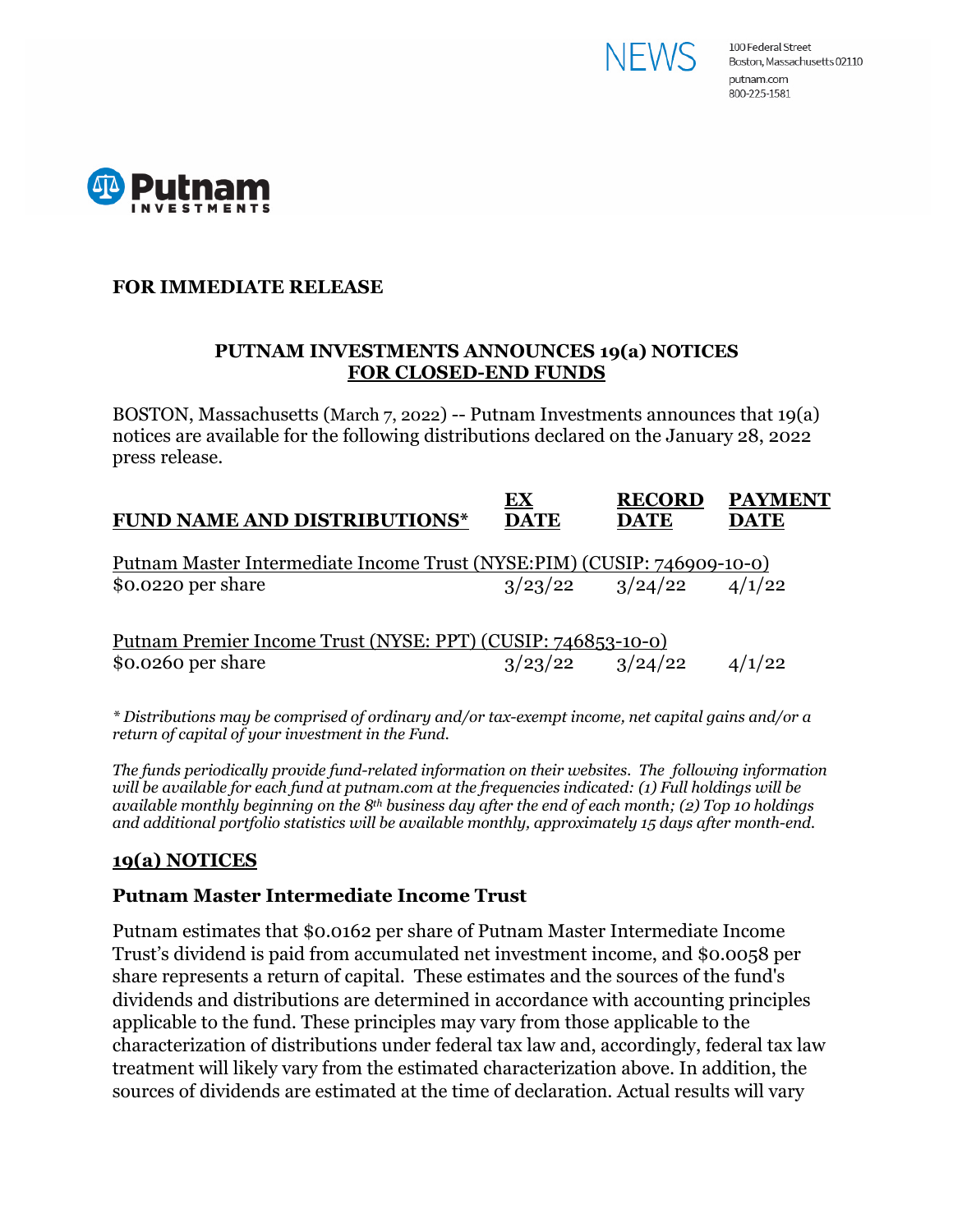NEWS

100 Federal Street
Boston, Massachusetts 02110
putnam.com
800-225-1581

Putnam INVESTMENTS

**FOR IMMEDIATE RELEASE**

**PUTNAM INVESTMENTS ANNOUNCES 19(a) NOTICES FOR CLOSED-END FUNDS**

BOSTON, Massachusetts (March 7, 2022) -- Putnam Investments announces that 19(a) notices are available for the following distributions declared on the January 28, 2022 press release.

| FUND NAME AND DISTRIBUTIONS* | EX DATE | RECORD DATE | PAYMENT DATE |
|---|---|---|---|
| Putnam Master Intermediate Income Trust (NYSE:PIM) (CUSIP: 746909-10-0) | | | |
| $0.0220 per share | 3/23/22 | 3/24/22 | 4/1/22 |
| Putnam Premier Income Trust (NYSE: PPT) (CUSIP: 746853-10-0) | | | |
| $0.0260 per share | 3/23/22 | 3/24/22 | 4/1/22 |

*\* Distributions may be comprised of ordinary and/or tax-exempt income, net capital gains and/or a return of capital of your investment in the Fund.*

*The funds periodically provide fund-related information on their websites. The following information will be available for each fund at putnam.com at the frequencies indicated: (1) Full holdings will be available monthly beginning on the 8th business day after the end of each month; (2) Top 10 holdings and additional portfolio statistics will be available monthly, approximately 15 days after month-end.*

## 19(a) NOTICES

### Putnam Master Intermediate Income Trust

Putnam estimates that $0.0162 per share of Putnam Master Intermediate Income Trust's dividend is paid from accumulated net investment income, and $0.0058 per share represents a return of capital. These estimates and the sources of the fund's dividends and distributions are determined in accordance with accounting principles applicable to the fund. These principles may vary from those applicable to the characterization of distributions under federal tax law and, accordingly, federal tax law treatment will likely vary from the estimated characterization above. In addition, the sources of dividends are estimated at the time of declaration. Actual results will vary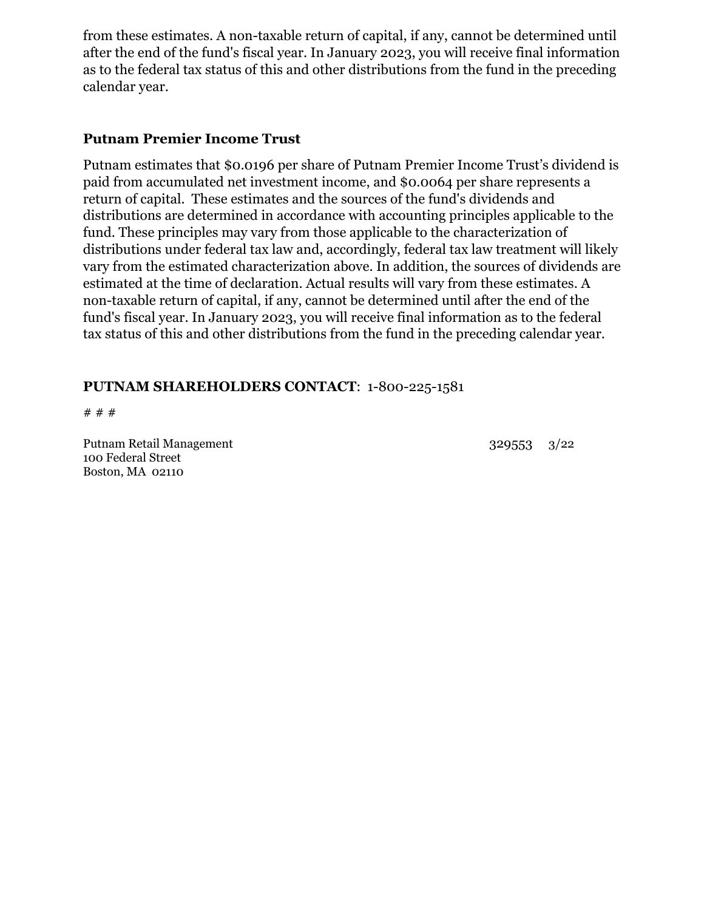from these estimates. A non-taxable return of capital, if any, cannot be determined until after the end of the fund's fiscal year. In January 2023, you will receive final information as to the federal tax status of this and other distributions from the fund in the preceding calendar year.

### Putnam Premier Income Trust

Putnam estimates that $0.0196 per share of Putnam Premier Income Trust's dividend is paid from accumulated net investment income, and $0.0064 per share represents a return of capital. These estimates and the sources of the fund's dividends and distributions are determined in accordance with accounting principles applicable to the fund. These principles may vary from those applicable to the characterization of distributions under federal tax law and, accordingly, federal tax law treatment will likely vary from the estimated characterization above. In addition, the sources of dividends are estimated at the time of declaration. Actual results will vary from these estimates. A non-taxable return of capital, if any, cannot be determined until after the end of the fund's fiscal year. In January 2023, you will receive final information as to the federal tax status of this and other distributions from the fund in the preceding calendar year.

**PUTNAM SHAREHOLDERS CONTACT**: 1-800-225-1581

# # #

Putnam Retail Management
100 Federal Street
Boston, MA 02110

329553 3/22